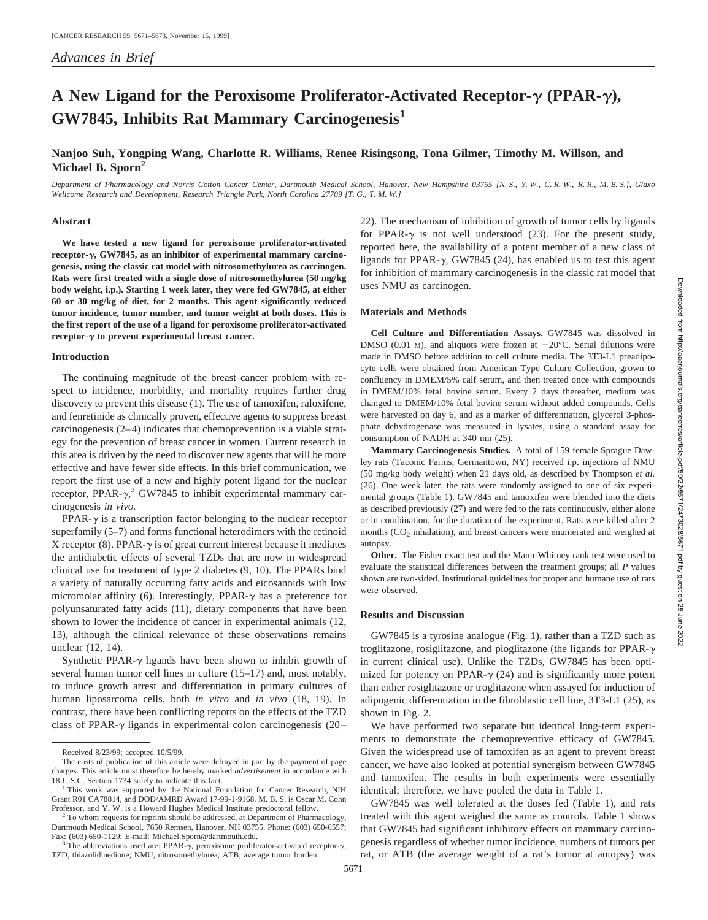*Advances in Brief*

# A New Ligand for the Peroxisome Proliferator-Activated Receptor-γ (PPAR-γ), GW7845, Inhibits Rat Mammary Carcinogenesis[1]

**Nanjoo Suh, Yongping Wang, Charlotte R. Williams, Renee Risingsong, Tona Gilmer, Timothy M. Willson, and Michael B. Sporn[2]**

*Department of Pharmacology and Norris Cotton Cancer Center, Dartmouth Medical School, Hanover, New Hampshire 03755 [N. S., Y. W., C. R. W., R. R., M. B. S.], Glaxo Wellcome Research and Development, Research Triangle Park, North Carolina 27709 [T. G., T. M. W.]*

## Abstract

**We have tested a new ligand for peroxisome proliferator-activated receptor-γ, GW7845, as an inhibitor of experimental mammary carcinogenesis, using the classic rat model with nitrosomethylurea as carcinogen. Rats were first treated with a single dose of nitrosomethylurea (50 mg/kg body weight, i.p.). Starting 1 week later, they were fed GW7845, at either 60 or 30 mg/kg of diet, for 2 months. This agent significantly reduced tumor incidence, tumor number, and tumor weight at both doses. This is the first report of the use of a ligand for peroxisome proliferator-activated receptor-γ to prevent experimental breast cancer.**

## Introduction

The continuing magnitude of the breast cancer problem with respect to incidence, morbidity, and mortality requires further drug discovery to prevent this disease (1). The use of tamoxifen, raloxifene, and fenretinide as clinically proven, effective agents to suppress breast carcinogenesis (2–4) indicates that chemoprevention is a viable strategy for the prevention of breast cancer in women. Current research in this area is driven by the need to discover new agents that will be more effective and have fewer side effects. In this brief communication, we report the first use of a new and highly potent ligand for the nuclear receptor, PPAR-γ,[3] GW7845 to inhibit experimental mammary carcinogenesis *in vivo*.

PPAR-γ is a transcription factor belonging to the nuclear receptor superfamily (5–7) and forms functional heterodimers with the retinoid X receptor (8). PPAR-γ is of great current interest because it mediates the antidiabetic effects of several TZDs that are now in widespread clinical use for treatment of type 2 diabetes (9, 10). The PPARs bind a variety of naturally occurring fatty acids and eicosanoids with low micromolar affinity (6). Interestingly, PPAR-γ has a preference for polyunsaturated fatty acids (11), dietary components that have been shown to lower the incidence of cancer in experimental animals (12, 13), although the clinical relevance of these observations remains unclear (12, 14).

Synthetic PPAR-γ ligands have been shown to inhibit growth of several human tumor cell lines in culture (15–17) and, most notably, to induce growth arrest and differentiation in primary cultures of human liposarcoma cells, both *in vitro* and *in vivo* (18, 19). In contrast, there have been conflicting reports on the effects of the TZD class of PPAR-γ ligands in experimental colon carcinogenesis (20–22). The mechanism of inhibition of growth of tumor cells by ligands for PPAR-γ is not well understood (23). For the present study, reported here, the availability of a potent member of a new class of ligands for PPAR-γ, GW7845 (24), has enabled us to test this agent for inhibition of mammary carcinogenesis in the classic rat model that uses NMU as carcinogen.

## Materials and Methods

**Cell Culture and Differentiation Assays.** GW7845 was dissolved in DMSO (0.01 M), and aliquots were frozen at −20°C. Serial dilutions were made in DMSO before addition to cell culture media. The 3T3-L1 preadipocyte cells were obtained from American Type Culture Collection, grown to confluency in DMEM/5% calf serum, and then treated once with compounds in DMEM/10% fetal bovine serum. Every 2 days thereafter, medium was changed to DMEM/10% fetal bovine serum without added compounds. Cells were harvested on day 6, and as a marker of differentiation, glycerol 3-phosphate dehydrogenase was measured in lysates, using a standard assay for consumption of NADH at 340 nm (25).

**Mammary Carcinogenesis Studies.** A total of 159 female Sprague Dawley rats (Taconic Farms, Germantown, NY) received i.p. injections of NMU (50 mg/kg body weight) when 21 days old, as described by Thompson *et al.* (26). One week later, the rats were randomly assigned to one of six experimental groups (Table 1). GW7845 and tamoxifen were blended into the diets as described previously (27) and were fed to the rats continuously, either alone or in combination, for the duration of the experiment. Rats were killed after 2 months ($CO_2$ inhalation), and breast cancers were enumerated and weighed at autopsy.

**Other.** The Fisher exact test and the Mann-Whitney rank test were used to evaluate the statistical differences between the treatment groups; all *P* values shown are two-sided. Institutional guidelines for proper and humane use of rats were observed.

## Results and Discussion

GW7845 is a tyrosine analogue (Fig. 1), rather than a TZD such as troglitazone, rosiglitazone, and pioglitazone (the ligands for PPAR-γ in current clinical use). Unlike the TZDs, GW7845 has been optimized for potency on PPAR-γ (24) and is significantly more potent than either rosiglitazone or troglitazone when assayed for induction of adipogenic differentiation in the fibroblastic cell line, 3T3-L1 (25), as shown in Fig. 2.

We have performed two separate but identical long-term experiments to demonstrate the chemopreventive efficacy of GW7845. Given the widespread use of tamoxifen as an agent to prevent breast cancer, we have also looked at potential synergism between GW7845 and tamoxifen. The results in both experiments were essentially identical; therefore, we have pooled the data in Table 1.

GW7845 was well tolerated at the doses fed (Table 1), and rats treated with this agent weighed the same as controls. Table 1 shows that GW7845 had significant inhibitory effects on mammary carcinogenesis regardless of whether tumor incidence, numbers of tumors per rat, or ATB (the average weight of a rat's tumor at autopsy) was

---

Received 8/23/99; accepted 10/5/99.

The costs of publication of this article were defrayed in part by the payment of page charges. This article must therefore be hereby marked *advertisement* in accordance with 18 U.S.C. Section 1734 solely to indicate this fact.

[1] This work was supported by the National Foundation for Cancer Research, NIH Grant R01 CA78814, and DOD/AMRD Award 17-99-1-9168. M. B. S. is Oscar M. Cohn Professor, and Y. W. is a Howard Hughes Medical Institute predoctoral fellow.

[2] To whom requests for reprints should be addressed, at Department of Pharmacology, Dartmouth Medical School, 7650 Remsen, Hanover, NH 03755. Phone: (603) 650-6557; Fax: (603) 650-1129; E-mail: Michael.Sporn@dartmouth.edu.

[3] The abbreviations used are: PPAR-γ, peroxisome proliferator-activated receptor-γ; TZD, thiazolidinedione; NMU, nitrosomethylurea; ATB, average tumor burden.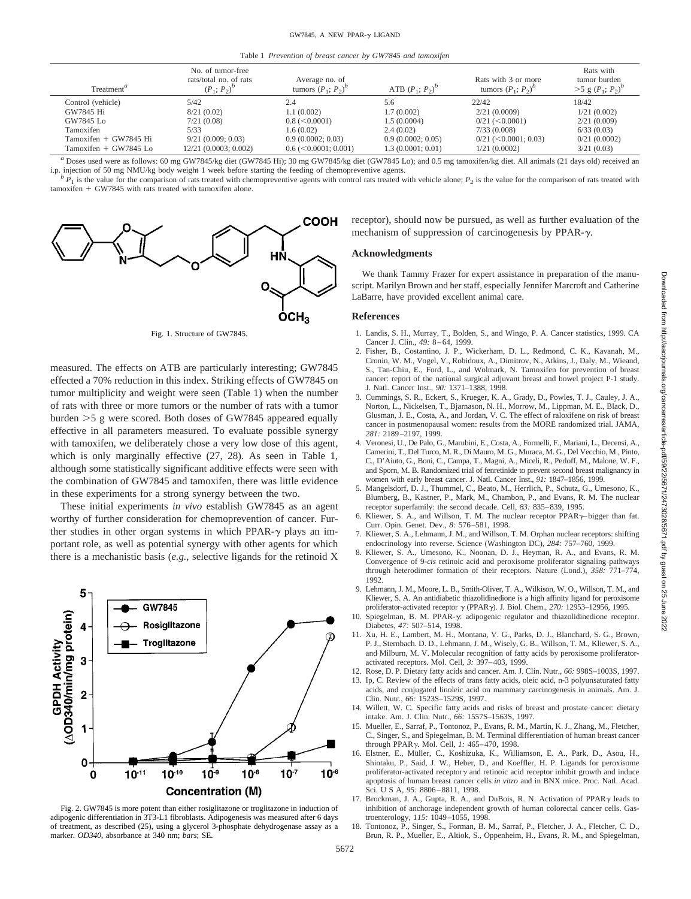Table 1 *Prevention of breast cancer by GW7845 and tamoxifen*

| Treatment[a] | No. of tumor-free rats/total no. of rats ($P_1$; $P_2$)[b] | Average no. of tumors ($P_1$; $P_2$)[b] | ATB ($P_1$; $P_2$)[b] | Rats with 3 or more tumors ($P_1$; $P_2$)[b] | Rats with tumor burden >5 g ($P_1$; $P_2$)[b] |
|---|---|---|---|---|---|
| Control (vehicle) | 5/42 | 2.4 | 5.6 | 22/42 | 18/42 |
| GW7845 Hi | 8/21 (0.02) | 1.1 (0.002) | 1.7 (0.002) | 2/21 (0.0009) | 1/21 (0.002) |
| GW7845 Lo | 7/21 (0.08) | 0.8 (<0.0001) | 1.5 (0.0004) | 0/21 (<0.0001) | 2/21 (0.009) |
| Tamoxifen | 5/33 | 1.6 (0.02) | 2.4 (0.02) | 7/33 (0.008) | 6/33 (0.03) |
| Tamoxifen + GW7845 Hi | 9/21 (0.009; 0.03) | 0.9 (0.0002; 0.03) | 0.9 (0.0002; 0.05) | 0/21 (<0.0001; 0.03) | 0/21 (0.0002) |
| Tamoxifen + GW7845 Lo | 12/21 (0.0003; 0.002) | 0.6 (<0.0001; 0.001) | 1.3 (0.0001; 0.01) | 1/21 (0.0002) | 3/21 (0.03) |

[a] Doses used were as follows: 60 mg GW7845/kg diet (GW7845 Hi); 30 mg GW7845/kg diet (GW7845 Lo); and 0.5 mg tamoxifen/kg diet. All animals (21 days old) received an i.p. injection of 50 mg NMU/kg body weight 1 week before starting the feeding of chemopreventive agents.

[b] $P_1$ is the value for the comparison of rats treated with chemopreventive agents with control rats treated with vehicle alone; $P_2$ is the value for the comparison of rats treated with tamoxifen + GW7845 with rats treated with tamoxifen alone.

Fig. 1. Structure of GW7845.

measured. The effects on ATB are particularly interesting; GW7845 effected a 70% reduction in this index. Striking effects of GW7845 on tumor multiplicity and weight were seen (Table 1) when the number of rats with three or more tumors or the number of rats with a tumor burden >5 g were scored. Both doses of GW7845 appeared equally effective in all parameters measured. To evaluate possible synergy with tamoxifen, we deliberately chose a very low dose of this agent, which is only marginally effective (27, 28). As seen in Table 1, although some statistically significant additive effects were seen with the combination of GW7845 and tamoxifen, there was little evidence in these experiments for a strong synergy between the two.

These initial experiments *in vivo* establish GW7845 as an agent worthy of further consideration for chemoprevention of cancer. Further studies in other organ systems in which PPAR-γ plays an important role, as well as potential synergy with other agents for which there is a mechanistic basis (*e.g.*, selective ligands for the retinoid X receptor), should now be pursued, as well as further evaluation of the mechanism of suppression of carcinogenesis by PPAR-γ.

Fig. 2. GW7845 is more potent than either rosiglitazone or troglitazone in induction of adipogenic differentiation in 3T3-L1 fibroblasts. Adipogenesis was measured after 6 days of treatment, as described (25), using a glycerol 3-phosphate dehydrogenase assay as a marker. *OD340*, absorbance at 340 nm; *bars*, SE.

## Acknowledgments

We thank Tammy Frazer for expert assistance in preparation of the manuscript. Marilyn Brown and her staff, especially Jennifer Marcroft and Catherine LaBarre, have provided excellent animal care.

## References

1. Landis, S. H., Murray, T., Bolden, S., and Wingo, P. A. Cancer statistics, 1999. CA Cancer J. Clin., *49:* 8–64, 1999.
2. Fisher, B., Costantino, J. P., Wickerham, D. L., Redmond, C. K., Kavanah, M., Cronin, W. M., Vogel, V., Robidoux, A., Dimitrov, N., Atkins, J., Daly, M., Wieand, S., Tan-Chiu, E., Ford, L., and Wolmark, N. Tamoxifen for prevention of breast cancer: report of the national surgical adjuvant breast and bowel project P-1 study. J. Natl. Cancer Inst., *90:* 1371–1388, 1998.
3. Cummings, S. R., Eckert, S., Krueger, K. A., Grady, D., Powles, T. J., Cauley, J. A., Norton, L., Nickelsen, T., Bjarnason, N. H., Morrow, M., Lippman, M. E., Black, D., Glusman, J. E., Costa, A., and Jordan, V. C. The effect of raloxifene on risk of breast cancer in postmenopausal women: results from the MORE randomized trial. JAMA, *281:* 2189–2197, 1999.
4. Veronesi, U., De Palo, G., Marubini, E., Costa, A., Formelli, F., Mariani, L., Decensi, A., Camerini, T., Del Turco, M. R., Di Mauro, M. G., Muraca, M. G., Del Vecchio, M., Pinto, C., D'Aiuto, G., Boni, C., Campa, T., Magni, A., Miceli, R., Perloff, M., Malone, W. F., and Sporn, M. B. Randomized trial of fenretinide to prevent second breast malignancy in women with early breast cancer. J. Natl. Cancer Inst., *91:* 1847–1856, 1999.
5. Mangelsdorf, D. J., Thummel, C., Beato, M., Herrlich, P., Schutz, G., Umesono, K., Blumberg, B., Kastner, P., Mark, M., Chambon, P., and Evans, R. M. The nuclear receptor superfamily: the second decade. Cell, *83:* 835–839, 1995.
6. Kliewer, S. A., and Willson, T. M. The nuclear receptor PPARγ–bigger than fat. Curr. Opin. Genet. Dev., *8:* 576–581, 1998.
7. Kliewer, S. A., Lehmann, J. M., and Willson, T. M. Orphan nuclear receptors: shifting endocrinology into reverse. Science (Washington DC), *284:* 757–760, 1999.
8. Kliewer, S. A., Umesono, K., Noonan, D. J., Heyman, R. A., and Evans, R. M. Convergence of 9-*cis* retinoic acid and peroxisome proliferator signaling pathways through heterodimer formation of their receptors. Nature (Lond.), *358:* 771–774, 1992.
9. Lehmann, J. M., Moore, L. B., Smith-Oliver, T. A., Wilkison, W. O., Willson, T. M., and Kliewer, S. A. An antidiabetic thiazolidinedione is a high affinity ligand for peroxisome proliferator-activated receptor γ (PPARγ). J. Biol. Chem., *270:* 12953–12956, 1995.
10. Spiegelman, B. M. PPAR-γ: adipogenic regulator and thiazolidinedione receptor. Diabetes, *47:* 507–514, 1998.
11. Xu, H. E., Lambert, M. H., Montana, V. G., Parks, D. J., Blanchard, S. G., Brown, P. J., Sternbach, D. D., Lehmann, J. M., Wisely, G. B., Willson, T. M., Kliewer, S. A., and Milburn, M. V. Molecular recognition of fatty acids by peroxisome proliferator-activated receptors. Mol. Cell, *3:* 397–403, 1999.
12. Rose, D. P. Dietary fatty acids and cancer. Am. J. Clin. Nutr., *66:* 998S–1003S, 1997.
13. Ip, C. Review of the effects of trans fatty acids, oleic acid, n-3 polyunsaturated fatty acids, and conjugated linoleic acid on mammary carcinogenesis in animals. Am. J. Clin. Nutr., *66:* 1523S–1529S, 1997.
14. Willett, W. C. Specific fatty acids and risks of breast and prostate cancer: dietary intake. Am. J. Clin. Nutr., *66:* 1557S–1563S, 1997.
15. Mueller, E., Sarraf, P., Tontonoz, P., Evans, R. M., Martin, K. J., Zhang, M., Fletcher, C., Singer, S., and Spiegelman, B. M. Terminal differentiation of human breast cancer through PPARγ. Mol. Cell, *1:* 465–470, 1998.
16. Elstner, E., Müller, C., Koshizuka, K., Williamson, E. A., Park, D., Asou, H., Shintaku, P., Said, J. W., Heber, D., and Koeffler, H. P. Ligands for peroxisome proliferator-activated receptorγ and retinoic acid receptor inhibit growth and induce apoptosis of human breast cancer cells *in vitro* and in BNX mice. Proc. Natl. Acad. Sci. U S A, *95:* 8806–8811, 1998.
17. Brockman, J. A., Gupta, R. A., and DuBois, R. N. Activation of PPARγ leads to inhibition of anchorage independent growth of human colorectal cancer cells. Gastroenterology, *115:* 1049–1055, 1998.
18. Tontonoz, P., Singer, S., Forman, B. M., Sarraf, P., Fletcher, J. A., Fletcher, C. D., Brun, R. P., Mueller, E., Altiok, S., Oppenheim, H., Evans, R. M., and Spiegelman,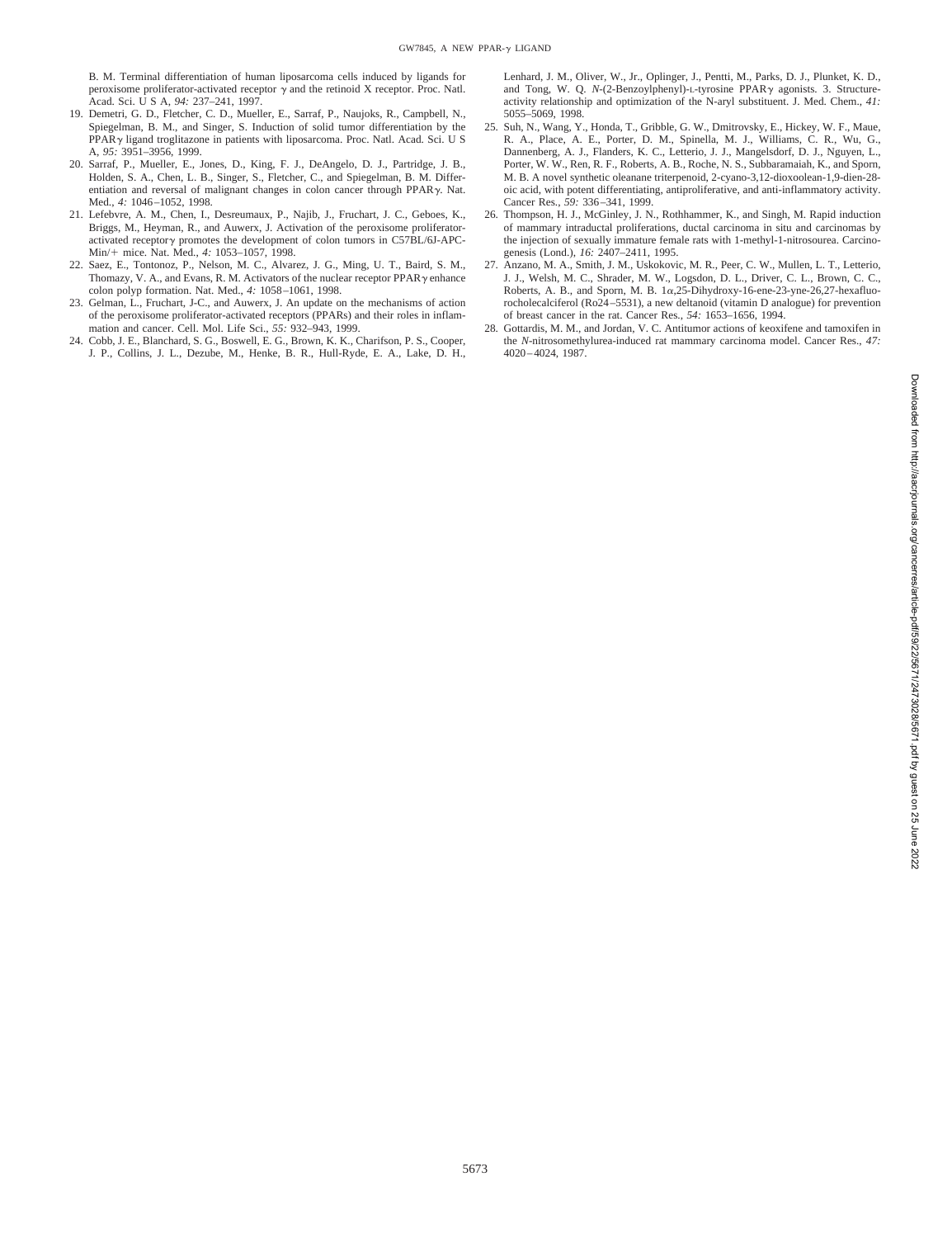B. M. Terminal differentiation of human liposarcoma cells induced by ligands for peroxisome proliferator-activated receptor γ and the retinoid X receptor. Proc. Natl. Acad. Sci. U S A, *94:* 237–241, 1997.

19. Demetri, G. D., Fletcher, C. D., Mueller, E., Sarraf, P., Naujoks, R., Campbell, N., Spiegelman, B. M., and Singer, S. Induction of solid tumor differentiation by the PPARγ ligand troglitazone in patients with liposarcoma. Proc. Natl. Acad. Sci. U S A, *95:* 3951–3956, 1999.
20. Sarraf, P., Mueller, E., Jones, D., King, F. J., DeAngelo, D. J., Partridge, J. B., Holden, S. A., Chen, L. B., Singer, S., Fletcher, C., and Spiegelman, B. M. Differentiation and reversal of malignant changes in colon cancer through PPARγ. Nat. Med., *4:* 1046–1052, 1998.
21. Lefebvre, A. M., Chen, I., Desreumaux, P., Najib, J., Fruchart, J. C., Geboes, K., Briggs, M., Heyman, R., and Auwerx, J. Activation of the peroxisome proliferator-activated receptorγ promotes the development of colon tumors in C57BL/6J-APC-Min/+ mice. Nat. Med., *4:* 1053–1057, 1998.
22. Saez, E., Tontonoz, P., Nelson, M. C., Alvarez, J. G., Ming, U. T., Baird, S. M., Thomazy, V. A., and Evans, R. M. Activators of the nuclear receptor PPARγ enhance colon polyp formation. Nat. Med., *4:* 1058–1061, 1998.
23. Gelman, L., Fruchart, J-C., and Auwerx, J. An update on the mechanisms of action of the peroxisome proliferator-activated receptors (PPARs) and their roles in inflammation and cancer. Cell. Mol. Life Sci., *55:* 932–943, 1999.
24. Cobb, J. E., Blanchard, S. G., Boswell, E. G., Brown, K. K., Charifson, P. S., Cooper, J. P., Collins, J. L., Dezube, M., Henke, B. R., Hull-Ryde, E. A., Lake, D. H., Lenhard, J. M., Oliver, W., Jr., Oplinger, J., Pentti, M., Parks, D. J., Plunket, K. D., and Tong, W. Q. *N*-(2-Benzoylphenyl)-L-tyrosine PPARγ agonists. 3. Structure-activity relationship and optimization of the N-aryl substituent. J. Med. Chem., *41:* 5055–5069, 1998.
25. Suh, N., Wang, Y., Honda, T., Gribble, G. W., Dmitrovsky, E., Hickey, W. F., Maue, R. A., Place, A. E., Porter, D. M., Spinella, M. J., Williams, C. R., Wu, G., Dannenberg, A. J., Flanders, K. C., Letterio, J. J., Mangelsdorf, D. J., Nguyen, L., Porter, W. W., Ren, R. F., Roberts, A. B., Roche, N. S., Subbaramaiah, K., and Sporn, M. B. A novel synthetic oleanane triterpenoid, 2-cyano-3,12-dioxoolean-1,9-dien-28-oic acid, with potent differentiating, antiproliferative, and anti-inflammatory activity. Cancer Res., *59:* 336–341, 1999.
26. Thompson, H. J., McGinley, J. N., Rothhammer, K., and Singh, M. Rapid induction of mammary intraductal proliferations, ductal carcinoma in situ and carcinomas by the injection of sexually immature female rats with 1-methyl-1-nitrosourea. Carcinogenesis (Lond.), *16:* 2407–2411, 1995.
27. Anzano, M. A., Smith, J. M., Uskokovic, M. R., Peer, C. W., Mullen, L. T., Letterio, J. J., Welsh, M. C., Shrader, M. W., Logsdon, D. L., Driver, C. L., Brown, C. C., Roberts, A. B., and Sporn, M. B. 1α,25-Dihydroxy-16-ene-23-yne-26,27-hexafluorocholecalciferol (Ro24–5531), a new deltanoid (vitamin D analogue) for prevention of breast cancer in the rat. Cancer Res., *54:* 1653–1656, 1994.
28. Gottardis, M. M., and Jordan, V. C. Antitumor actions of keoxifene and tamoxifen in the *N*-nitrosomethylurea-induced rat mammary carcinoma model. Cancer Res., *47:* 4020–4024, 1987.